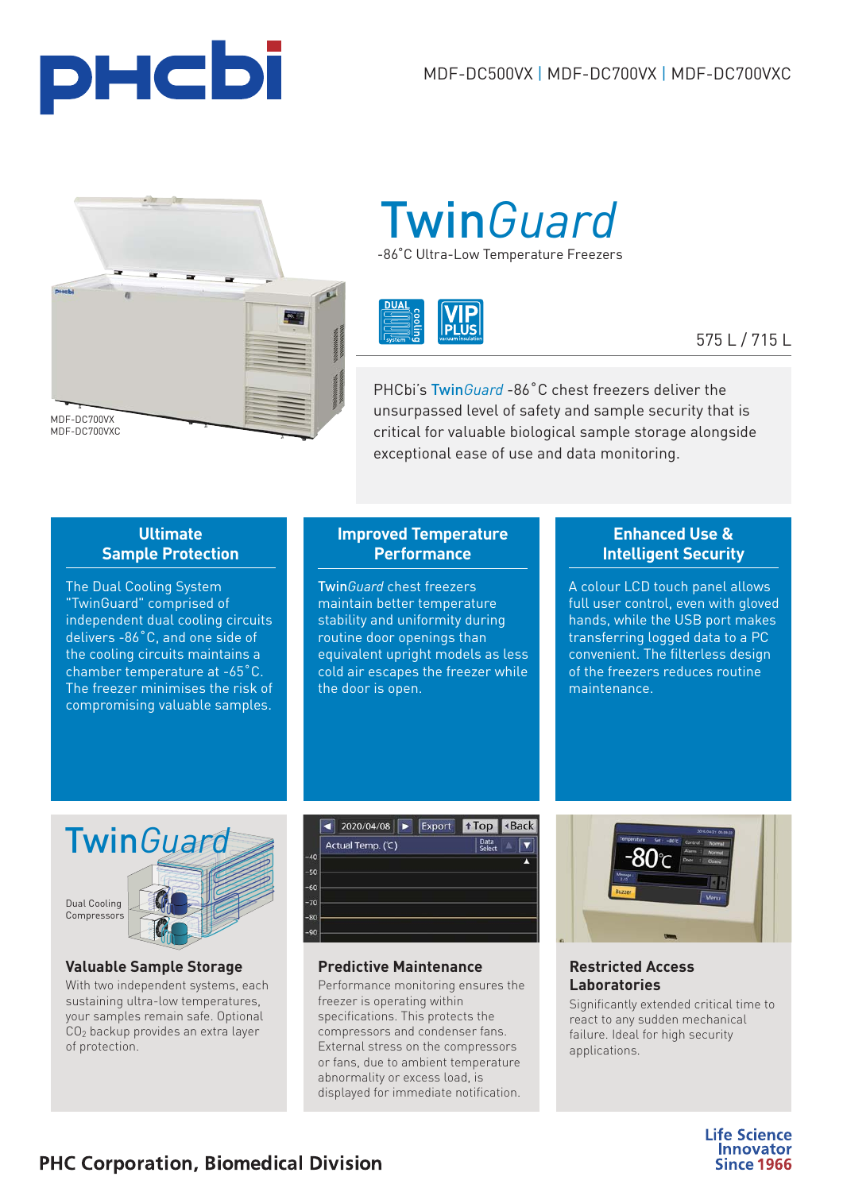PHCbi

MDF-DC500VX | MDF-DC700VX | MDF-DC700VXC

MDF-DC700VX
MDF-DC700VXC

# Twin*Guard*

-86˚C Ultra-Low Temperature Freezers

575 L / 715 L

PHCbi's Twin*Guard* -86˚C chest freezers deliver the unsurpassed level of safety and sample security that is critical for valuable biological sample storage alongside exceptional ease of use and data monitoring.

## Ultimate Sample Protection

The Dual Cooling System "TwinGuard" comprised of independent dual cooling circuits delivers -86˚C, and one side of the cooling circuits maintains a chamber temperature at -65˚C. The freezer minimises the risk of compromising valuable samples.

## Improved Temperature Performance

Twin*Guard* chest freezers maintain better temperature stability and uniformity during routine door openings than equivalent upright models as less cold air escapes the freezer while the door is open.

## Enhanced Use & Intelligent Security

A colour LCD touch panel allows full user control, even with gloved hands, while the USB port makes transferring logged data to a PC convenient. The filterless design of the freezers reduces routine maintenance.

### Valuable Sample Storage

With two independent systems, each sustaining ultra-low temperatures, your samples remain safe. Optional $CO_2$ backup provides an extra layer of protection.

### Predictive Maintenance

Performance monitoring ensures the freezer is operating within specifications. This protects the compressors and condenser fans. External stress on the compressors or fans, due to ambient temperature abnormality or excess load, is displayed for immediate notification.

### Restricted Access Laboratories

Significantly extended critical time to react to any sudden mechanical failure. Ideal for high security applications.

PHC Corporation, Biomedical Division

Life Science Innovator Since 1966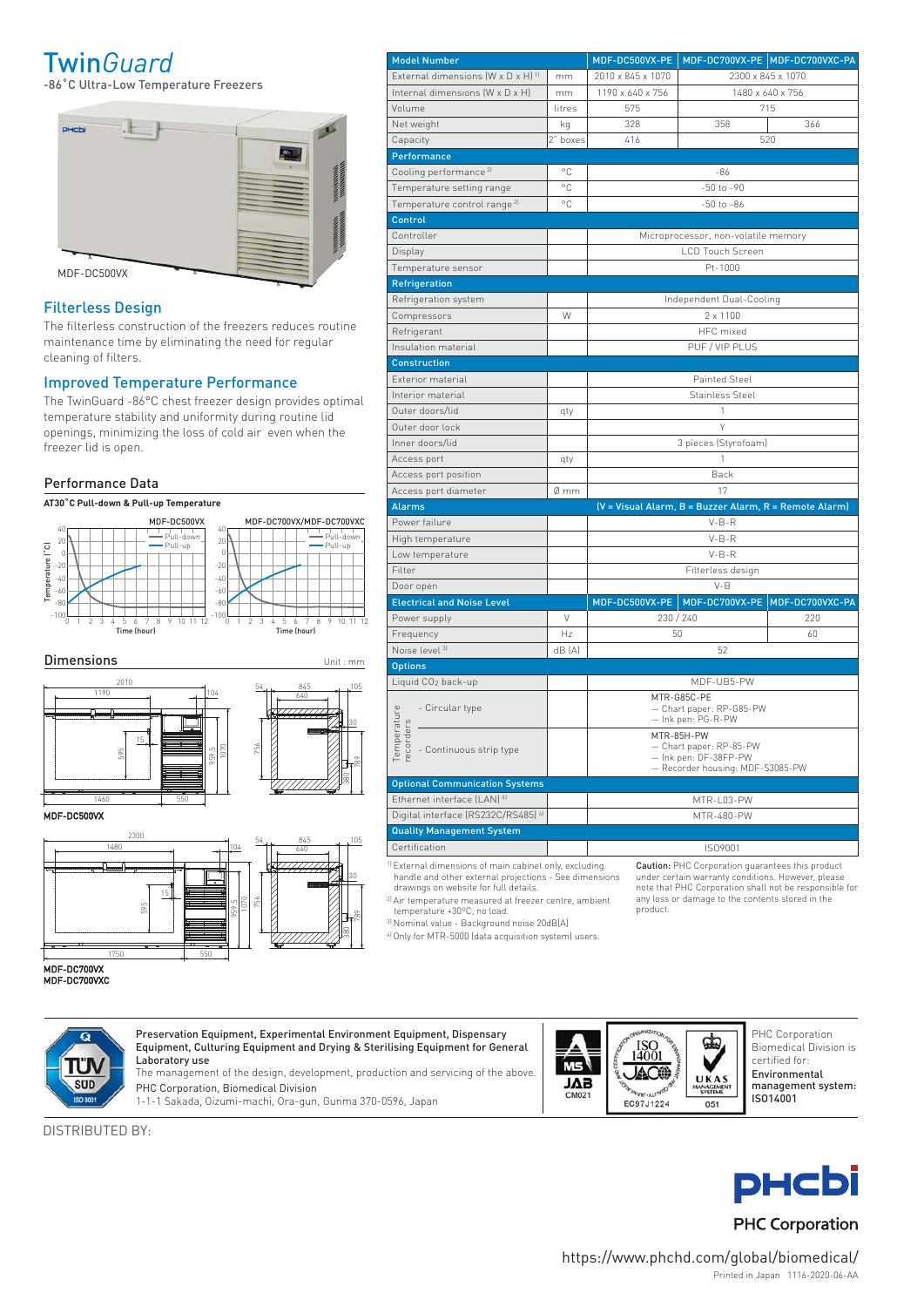# TwinGuard

-86˚C Ultra-Low Temperature Freezers

MDF-DC500VX

## Filterless Design

The filterless construction of the freezers reduces routine maintenance time by eliminating the need for regular cleaning of filters.

## Improved Temperature Performance

The TwinGuard -86°C chest freezer design provides optimal temperature stability and uniformity during routine lid openings, minimizing the loss of cold air even when the freezer lid is open.

## Performance Data

**AT30˚C Pull-down & Pull-up Temperature**

MDF-DC500VX
Pull-down
Pull-up
Temperature (˚C)
40
20
0
-20
-40
-60
-80
-100
0 1 2 3 4 5 6 7 8 9 10 11 12
Time (hour)

MDF-DC700VX/MDF-DC700VXC
Pull-down
Pull-up
40
20
0
-20
-40
-60
-80
-100
0 1 2 3 4 5 6 7 8 9 10 11 12
Time (hour)

## Dimensions

Unit : mm

2010
1190
104
15
595
959.5
1070
1460
550
54
845
640
105
30
756
789
380

**MDF-DC500VX**

2300
1480
104
15
595
959.5
1070
1750
550
54
845
640
105
30
756
789
381

**MDF-DC700VX**
**MDF-DC700VXC**

| Model Number | | MDF-DC500VX-PE | MDF-DC700VX-PE | MDF-DC700VXC-PA |
|---|---|---|---|---|
| External dimensions (W x D x H) [1] | mm | 2010 x 845 x 1070 | 2300 x 845 x 1070 | |
| Internal dimensions (W x D x H) | mm | 1190 x 640 x 756 | 1480 x 640 x 756 | |
| Volume | litres | 575 | 715 | |
| Net weight | kg | 328 | 358 | 366 |
| Capacity | 2" boxes | 416 | 520 | |
| **Performance** | | | | |
| Cooling performance [2] | °C | -86 | | |
| Temperature setting range | °C | -50 to -90 | | |
| Temperature control range [2] | °C | -50 to -86 | | |
| **Control** | | | | |
| Controller | | Microprocessor, non-volatile memory | | |
| Display | | LCD Touch Screen | | |
| Temperature sensor | | Pt-1000 | | |
| **Refrigeration** | | | | |
| Refrigeration system | | Independent Dual-Cooling | | |
| Compressors | W | 2 x 1100 | | |
| Refrigerant | | HFC mixed | | |
| Insulation material | | PUF / VIP PLUS | | |
| **Construction** | | | | |
| Exterior material | | Painted Steel | | |
| Interior material | | Stainless Steel | | |
| Outer doors/lid | qty | 1 | | |
| Outer door lock | | Y | | |
| Inner doors/lid | | 3 pieces (Styrofoam) | | |
| Access port | qty | 1 | | |
| Access port position | | Back | | |
| Access port diameter | Ø mm | 17 | | |
| **Alarms** | | (V = Visual Alarm, B = Buzzer Alarm, R = Remote Alarm) | | |
| Power failure | | V-B-R | | |
| High temperature | | V-B-R | | |
| Low temperature | | V-B-R | | |
| Filter | | Filterless design | | |
| Door open | | V-B | | |
| **Electrical and Noise Level** | | MDF-DC500VX-PE | MDF-DC700VX-PE | MDF-DC700VXC-PA |
| Power supply | V | 230 / 240 | | 220 |
| Frequency | Hz | 50 | | 60 |
| Noise level [3] | dB (A) | 52 | | |
| **Options** | | | | |
| Liquid $CO_2$ back-up | | MDF-UB5-PW | | |
| Temperature recorders - Circular type | | MTR-G85C-PE<br>– Chart paper: RP-G85-PW<br>– Ink pen: PG-R-PW | | |
| Temperature recorders - Continuous strip type | | MTR-85H-PW<br>– Chart paper: RP-85-PW<br>– Ink pen: DF-38FP-PW<br>– Recorder housing: MDF-S3085-PW | | |
| **Optional Communication Systems** | | | | |
| Ethernet interface (LAN) [4] | | MTR-L03-PW | | |
| Digital interface (RS232C/RS485) [4] | | MTR-480-PW | | |
| **Quality Management System** | | | | |
| Certification | | ISO9001 | | |

[1] External dimensions of main cabinet only, excluding handle and other external projections - See dimensions drawings on website for full details.
[2] Air temperature measured at freezer centre, ambient temperature +30°C, no load.
[3] Nominal value - Background noise 20dB(A)
[4] Only for MTR-5000 (data acquisition system) users.

**Caution:** PHC Corporation guarantees this product under certain warranty conditions. However, please note that PHC Corporation shall not be responsible for any loss or damage to the contents stored in the product.

TÜV SÜD ISO 9001

**Preservation Equipment, Experimental Environment Equipment, Dispensary Equipment, Culturing Equipment and Drying & Sterilising Equipment for General Laboratory use**

The management of the design, development, production and servicing of the above.

PHC Corporation, Biomedical Division
1-1-1 Sakada, Oizumi-machi, Ora-gun, Gunma 370-0596, Japan

JAB CM021 ISO 14001 JACO EC97J1224 UKAS MANAGEMENT SYSTEMS 051

PHC Corporation Biomedical Division is certified for:
Environmental management system: ISO14001

DISTRIBUTED BY:

PHCbi
PHC Corporation

https://www.phchd.com/global/biomedical/

Printed in Japan 1116-2020-06-AA